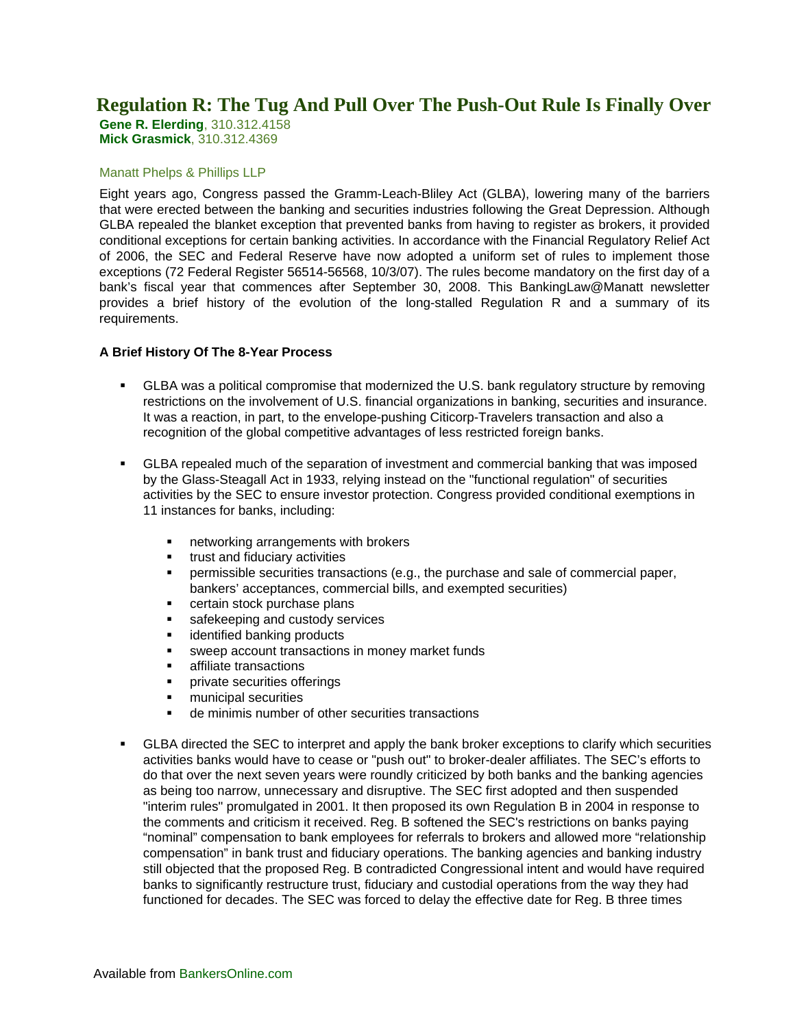# Regulation R: The Tug And Pull Over The Push-Out Rule Is Finally Over

**Gene R. Elerding**, 310.312.4158
**Mick Grasmick**, 310.312.4369

Manatt Phelps & Phillips LLP

Eight years ago, Congress passed the Gramm-Leach-Bliley Act (GLBA), lowering many of the barriers that were erected between the banking and securities industries following the Great Depression. Although GLBA repealed the blanket exception that prevented banks from having to register as brokers, it provided conditional exceptions for certain banking activities. In accordance with the Financial Regulatory Relief Act of 2006, the SEC and Federal Reserve have now adopted a uniform set of rules to implement those exceptions (72 Federal Register 56514-56568, 10/3/07). The rules become mandatory on the first day of a bank's fiscal year that commences after September 30, 2008. This BankingLaw@Manatt newsletter provides a brief history of the evolution of the long-stalled Regulation R and a summary of its requirements.

### A Brief History Of The 8-Year Process

- GLBA was a political compromise that modernized the U.S. bank regulatory structure by removing restrictions on the involvement of U.S. financial organizations in banking, securities and insurance. It was a reaction, in part, to the envelope-pushing Citicorp-Travelers transaction and also a recognition of the global competitive advantages of less restricted foreign banks.

- GLBA repealed much of the separation of investment and commercial banking that was imposed by the Glass-Steagall Act in 1933, relying instead on the "functional regulation" of securities activities by the SEC to ensure investor protection. Congress provided conditional exemptions in 11 instances for banks, including:

  - networking arrangements with brokers
  - trust and fiduciary activities
  - permissible securities transactions (e.g., the purchase and sale of commercial paper, bankers' acceptances, commercial bills, and exempted securities)
  - certain stock purchase plans
  - safekeeping and custody services
  - identified banking products
  - sweep account transactions in money market funds
  - affiliate transactions
  - private securities offerings
  - municipal securities
  - de minimis number of other securities transactions

- GLBA directed the SEC to interpret and apply the bank broker exceptions to clarify which securities activities banks would have to cease or "push out" to broker-dealer affiliates. The SEC's efforts to do that over the next seven years were roundly criticized by both banks and the banking agencies as being too narrow, unnecessary and disruptive. The SEC first adopted and then suspended "interim rules" promulgated in 2001. It then proposed its own Regulation B in 2004 in response to the comments and criticism it received. Reg. B softened the SEC's restrictions on banks paying "nominal" compensation to bank employees for referrals to brokers and allowed more "relationship compensation" in bank trust and fiduciary operations. The banking agencies and banking industry still objected that the proposed Reg. B contradicted Congressional intent and would have required banks to significantly restructure trust, fiduciary and custodial operations from the way they had functioned for decades. The SEC was forced to delay the effective date for Reg. B three times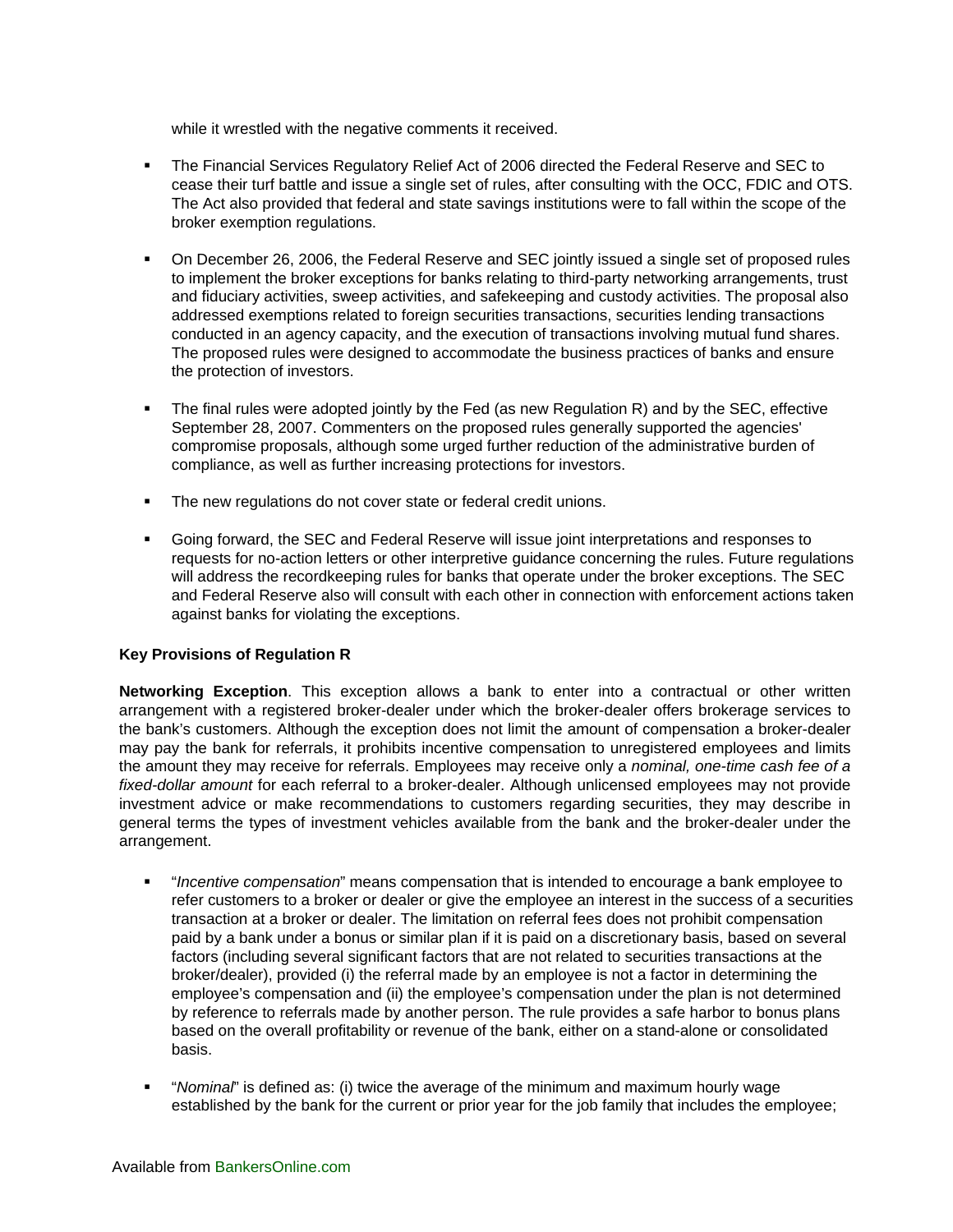while it wrestled with the negative comments it received.

- The Financial Services Regulatory Relief Act of 2006 directed the Federal Reserve and SEC to cease their turf battle and issue a single set of rules, after consulting with the OCC, FDIC and OTS. The Act also provided that federal and state savings institutions were to fall within the scope of the broker exemption regulations.

- On December 26, 2006, the Federal Reserve and SEC jointly issued a single set of proposed rules to implement the broker exceptions for banks relating to third-party networking arrangements, trust and fiduciary activities, sweep activities, and safekeeping and custody activities. The proposal also addressed exemptions related to foreign securities transactions, securities lending transactions conducted in an agency capacity, and the execution of transactions involving mutual fund shares. The proposed rules were designed to accommodate the business practices of banks and ensure the protection of investors.

- The final rules were adopted jointly by the Fed (as new Regulation R) and by the SEC, effective September 28, 2007. Commenters on the proposed rules generally supported the agencies' compromise proposals, although some urged further reduction of the administrative burden of compliance, as well as further increasing protections for investors.

- The new regulations do not cover state or federal credit unions.

- Going forward, the SEC and Federal Reserve will issue joint interpretations and responses to requests for no-action letters or other interpretive guidance concerning the rules. Future regulations will address the recordkeeping rules for banks that operate under the broker exceptions. The SEC and Federal Reserve also will consult with each other in connection with enforcement actions taken against banks for violating the exceptions.

### Key Provisions of Regulation R

**Networking Exception**. This exception allows a bank to enter into a contractual or other written arrangement with a registered broker-dealer under which the broker-dealer offers brokerage services to the bank's customers. Although the exception does not limit the amount of compensation a broker-dealer may pay the bank for referrals, it prohibits incentive compensation to unregistered employees and limits the amount they may receive for referrals. Employees may receive only a *nominal, one-time cash fee of a fixed-dollar amount* for each referral to a broker-dealer. Although unlicensed employees may not provide investment advice or make recommendations to customers regarding securities, they may describe in general terms the types of investment vehicles available from the bank and the broker-dealer under the arrangement.

- "*Incentive compensation*" means compensation that is intended to encourage a bank employee to refer customers to a broker or dealer or give the employee an interest in the success of a securities transaction at a broker or dealer. The limitation on referral fees does not prohibit compensation paid by a bank under a bonus or similar plan if it is paid on a discretionary basis, based on several factors (including several significant factors that are not related to securities transactions at the broker/dealer), provided (i) the referral made by an employee is not a factor in determining the employee's compensation and (ii) the employee's compensation under the plan is not determined by reference to referrals made by another person. The rule provides a safe harbor to bonus plans based on the overall profitability or revenue of the bank, either on a stand-alone or consolidated basis.

- "*Nominal*" is defined as: (i) twice the average of the minimum and maximum hourly wage established by the bank for the current or prior year for the job family that includes the employee;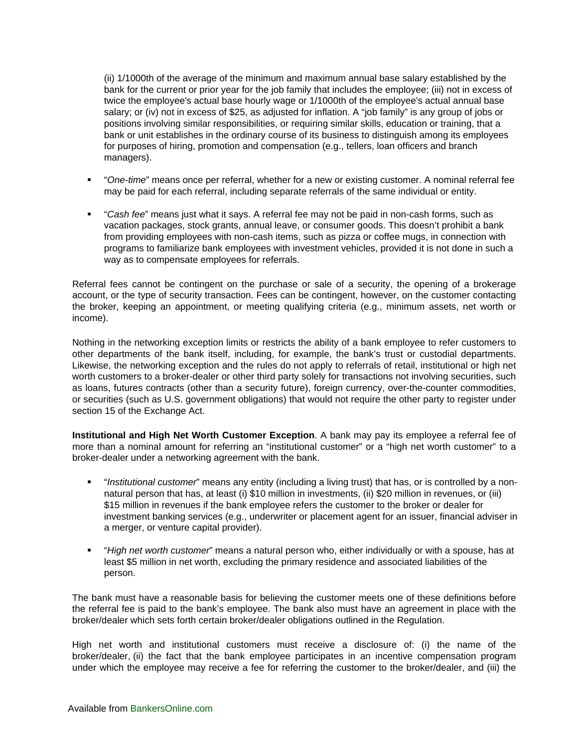(ii) 1/1000th of the average of the minimum and maximum annual base salary established by the bank for the current or prior year for the job family that includes the employee; (iii) not in excess of twice the employee's actual base hourly wage or 1/1000th of the employee's actual annual base salary; or (iv) not in excess of $25, as adjusted for inflation. A "job family" is any group of jobs or positions involving similar responsibilities, or requiring similar skills, education or training, that a bank or unit establishes in the ordinary course of its business to distinguish among its employees for purposes of hiring, promotion and compensation (e.g., tellers, loan officers and branch managers).

- "*One-time*" means once per referral, whether for a new or existing customer. A nominal referral fee may be paid for each referral, including separate referrals of the same individual or entity.
- "*Cash fee*" means just what it says. A referral fee may not be paid in non-cash forms, such as vacation packages, stock grants, annual leave, or consumer goods. This doesn't prohibit a bank from providing employees with non-cash items, such as pizza or coffee mugs, in connection with programs to familiarize bank employees with investment vehicles, provided it is not done in such a way as to compensate employees for referrals.

Referral fees cannot be contingent on the purchase or sale of a security, the opening of a brokerage account, or the type of security transaction. Fees can be contingent, however, on the customer contacting the broker, keeping an appointment, or meeting qualifying criteria (e.g., minimum assets, net worth or income).

Nothing in the networking exception limits or restricts the ability of a bank employee to refer customers to other departments of the bank itself, including, for example, the bank's trust or custodial departments. Likewise, the networking exception and the rules do not apply to referrals of retail, institutional or high net worth customers to a broker-dealer or other third party solely for transactions not involving securities, such as loans, futures contracts (other than a security future), foreign currency, over-the-counter commodities, or securities (such as U.S. government obligations) that would not require the other party to register under section 15 of the Exchange Act.

**Institutional and High Net Worth Customer Exception**. A bank may pay its employee a referral fee of more than a nominal amount for referring an "institutional customer" or a "high net worth customer" to a broker-dealer under a networking agreement with the bank.

- "*Institutional customer*" means any entity (including a living trust) that has, or is controlled by a non-natural person that has, at least (i) $10 million in investments, (ii) $20 million in revenues, or (iii) $15 million in revenues if the bank employee refers the customer to the broker or dealer for investment banking services (e.g., underwriter or placement agent for an issuer, financial adviser in a merger, or venture capital provider).
- "*High net worth customer*" means a natural person who, either individually or with a spouse, has at least $5 million in net worth, excluding the primary residence and associated liabilities of the person.

The bank must have a reasonable basis for believing the customer meets one of these definitions before the referral fee is paid to the bank's employee. The bank also must have an agreement in place with the broker/dealer which sets forth certain broker/dealer obligations outlined in the Regulation.

High net worth and institutional customers must receive a disclosure of: (i) the name of the broker/dealer, (ii) the fact that the bank employee participates in an incentive compensation program under which the employee may receive a fee for referring the customer to the broker/dealer, and (iii) the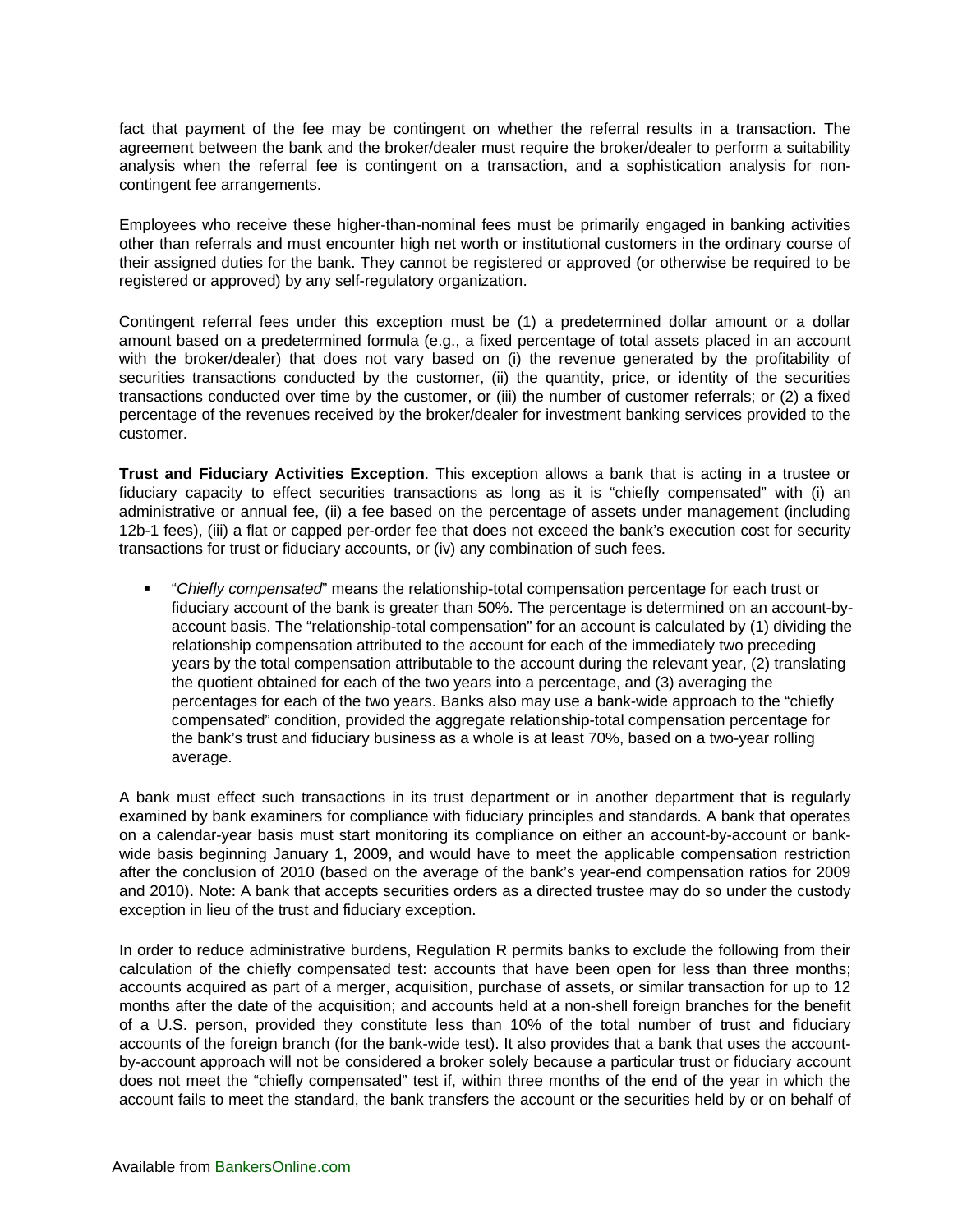fact that payment of the fee may be contingent on whether the referral results in a transaction. The agreement between the bank and the broker/dealer must require the broker/dealer to perform a suitability analysis when the referral fee is contingent on a transaction, and a sophistication analysis for non-contingent fee arrangements.

Employees who receive these higher-than-nominal fees must be primarily engaged in banking activities other than referrals and must encounter high net worth or institutional customers in the ordinary course of their assigned duties for the bank. They cannot be registered or approved (or otherwise be required to be registered or approved) by any self-regulatory organization.

Contingent referral fees under this exception must be (1) a predetermined dollar amount or a dollar amount based on a predetermined formula (e.g., a fixed percentage of total assets placed in an account with the broker/dealer) that does not vary based on (i) the revenue generated by the profitability of securities transactions conducted by the customer, (ii) the quantity, price, or identity of the securities transactions conducted over time by the customer, or (iii) the number of customer referrals; or (2) a fixed percentage of the revenues received by the broker/dealer for investment banking services provided to the customer.

**Trust and Fiduciary Activities Exception**. This exception allows a bank that is acting in a trustee or fiduciary capacity to effect securities transactions as long as it is "chiefly compensated" with (i) an administrative or annual fee, (ii) a fee based on the percentage of assets under management (including 12b-1 fees), (iii) a flat or capped per-order fee that does not exceed the bank's execution cost for security transactions for trust or fiduciary accounts, or (iv) any combination of such fees.

- "*Chiefly compensated*" means the relationship-total compensation percentage for each trust or fiduciary account of the bank is greater than 50%. The percentage is determined on an account-by-account basis. The "relationship-total compensation" for an account is calculated by (1) dividing the relationship compensation attributed to the account for each of the immediately two preceding years by the total compensation attributable to the account during the relevant year, (2) translating the quotient obtained for each of the two years into a percentage, and (3) averaging the percentages for each of the two years. Banks also may use a bank-wide approach to the "chiefly compensated" condition, provided the aggregate relationship-total compensation percentage for the bank's trust and fiduciary business as a whole is at least 70%, based on a two-year rolling average.

A bank must effect such transactions in its trust department or in another department that is regularly examined by bank examiners for compliance with fiduciary principles and standards. A bank that operates on a calendar-year basis must start monitoring its compliance on either an account-by-account or bank-wide basis beginning January 1, 2009, and would have to meet the applicable compensation restriction after the conclusion of 2010 (based on the average of the bank's year-end compensation ratios for 2009 and 2010). Note: A bank that accepts securities orders as a directed trustee may do so under the custody exception in lieu of the trust and fiduciary exception.

In order to reduce administrative burdens, Regulation R permits banks to exclude the following from their calculation of the chiefly compensated test: accounts that have been open for less than three months; accounts acquired as part of a merger, acquisition, purchase of assets, or similar transaction for up to 12 months after the date of the acquisition; and accounts held at a non-shell foreign branches for the benefit of a U.S. person, provided they constitute less than 10% of the total number of trust and fiduciary accounts of the foreign branch (for the bank-wide test). It also provides that a bank that uses the account-by-account approach will not be considered a broker solely because a particular trust or fiduciary account does not meet the "chiefly compensated" test if, within three months of the end of the year in which the account fails to meet the standard, the bank transfers the account or the securities held by or on behalf of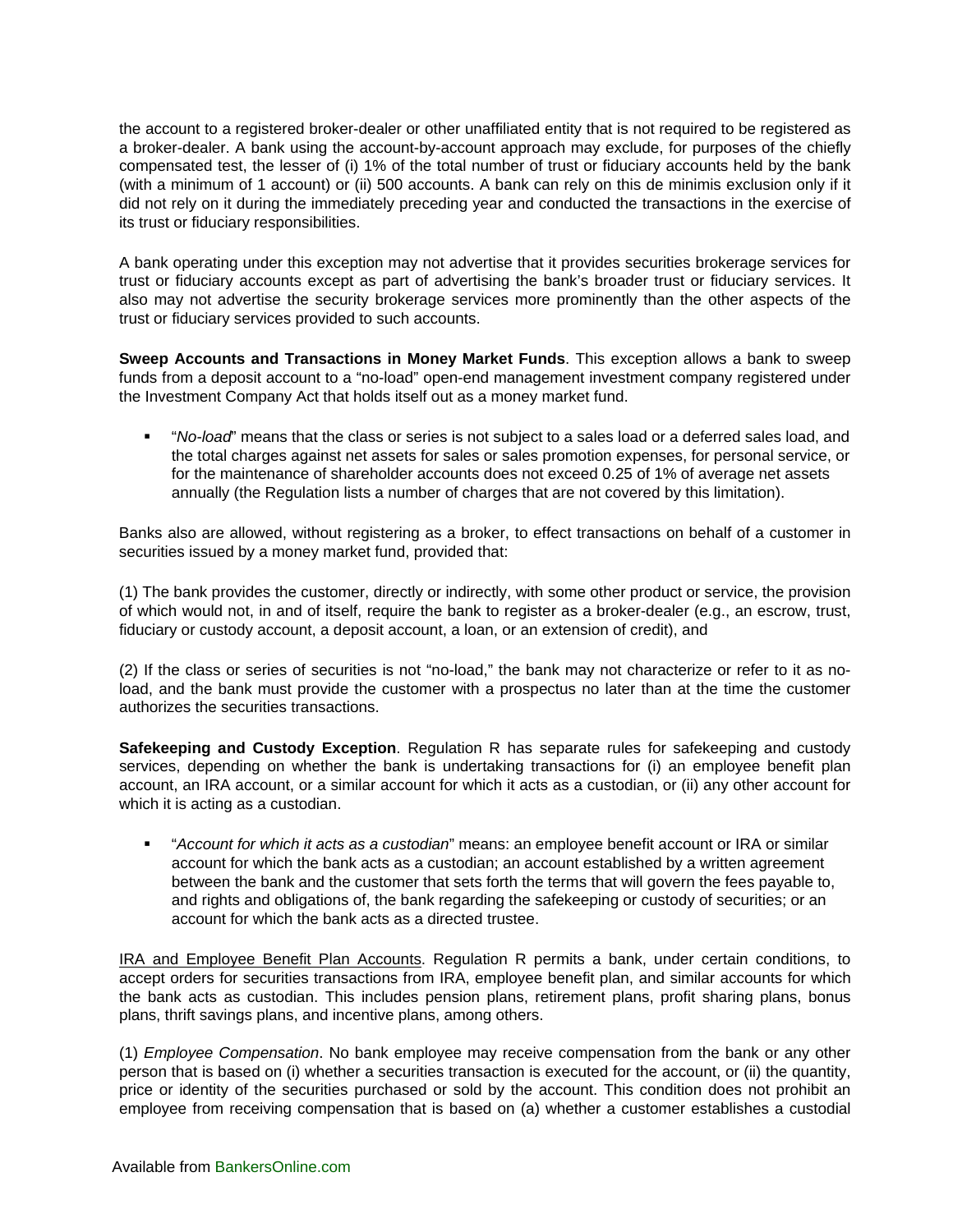the account to a registered broker-dealer or other unaffiliated entity that is not required to be registered as a broker-dealer. A bank using the account-by-account approach may exclude, for purposes of the chiefly compensated test, the lesser of (i) 1% of the total number of trust or fiduciary accounts held by the bank (with a minimum of 1 account) or (ii) 500 accounts. A bank can rely on this de minimis exclusion only if it did not rely on it during the immediately preceding year and conducted the transactions in the exercise of its trust or fiduciary responsibilities.

A bank operating under this exception may not advertise that it provides securities brokerage services for trust or fiduciary accounts except as part of advertising the bank's broader trust or fiduciary services. It also may not advertise the security brokerage services more prominently than the other aspects of the trust or fiduciary services provided to such accounts.

**Sweep Accounts and Transactions in Money Market Funds**. This exception allows a bank to sweep funds from a deposit account to a "no-load" open-end management investment company registered under the Investment Company Act that holds itself out as a money market fund.

- "*No-load*" means that the class or series is not subject to a sales load or a deferred sales load, and the total charges against net assets for sales or sales promotion expenses, for personal service, or for the maintenance of shareholder accounts does not exceed 0.25 of 1% of average net assets annually (the Regulation lists a number of charges that are not covered by this limitation).

Banks also are allowed, without registering as a broker, to effect transactions on behalf of a customer in securities issued by a money market fund, provided that:

(1) The bank provides the customer, directly or indirectly, with some other product or service, the provision of which would not, in and of itself, require the bank to register as a broker-dealer (e.g., an escrow, trust, fiduciary or custody account, a deposit account, a loan, or an extension of credit), and

(2) If the class or series of securities is not "no-load," the bank may not characterize or refer to it as no-load, and the bank must provide the customer with a prospectus no later than at the time the customer authorizes the securities transactions.

**Safekeeping and Custody Exception**. Regulation R has separate rules for safekeeping and custody services, depending on whether the bank is undertaking transactions for (i) an employee benefit plan account, an IRA account, or a similar account for which it acts as a custodian, or (ii) any other account for which it is acting as a custodian.

- "*Account for which it acts as a custodian*" means: an employee benefit account or IRA or similar account for which the bank acts as a custodian; an account established by a written agreement between the bank and the customer that sets forth the terms that will govern the fees payable to, and rights and obligations of, the bank regarding the safekeeping or custody of securities; or an account for which the bank acts as a directed trustee.

<u>IRA and Employee Benefit Plan Accounts</u>. Regulation R permits a bank, under certain conditions, to accept orders for securities transactions from IRA, employee benefit plan, and similar accounts for which the bank acts as custodian. This includes pension plans, retirement plans, profit sharing plans, bonus plans, thrift savings plans, and incentive plans, among others.

(1) *Employee Compensation*. No bank employee may receive compensation from the bank or any other person that is based on (i) whether a securities transaction is executed for the account, or (ii) the quantity, price or identity of the securities purchased or sold by the account. This condition does not prohibit an employee from receiving compensation that is based on (a) whether a customer establishes a custodial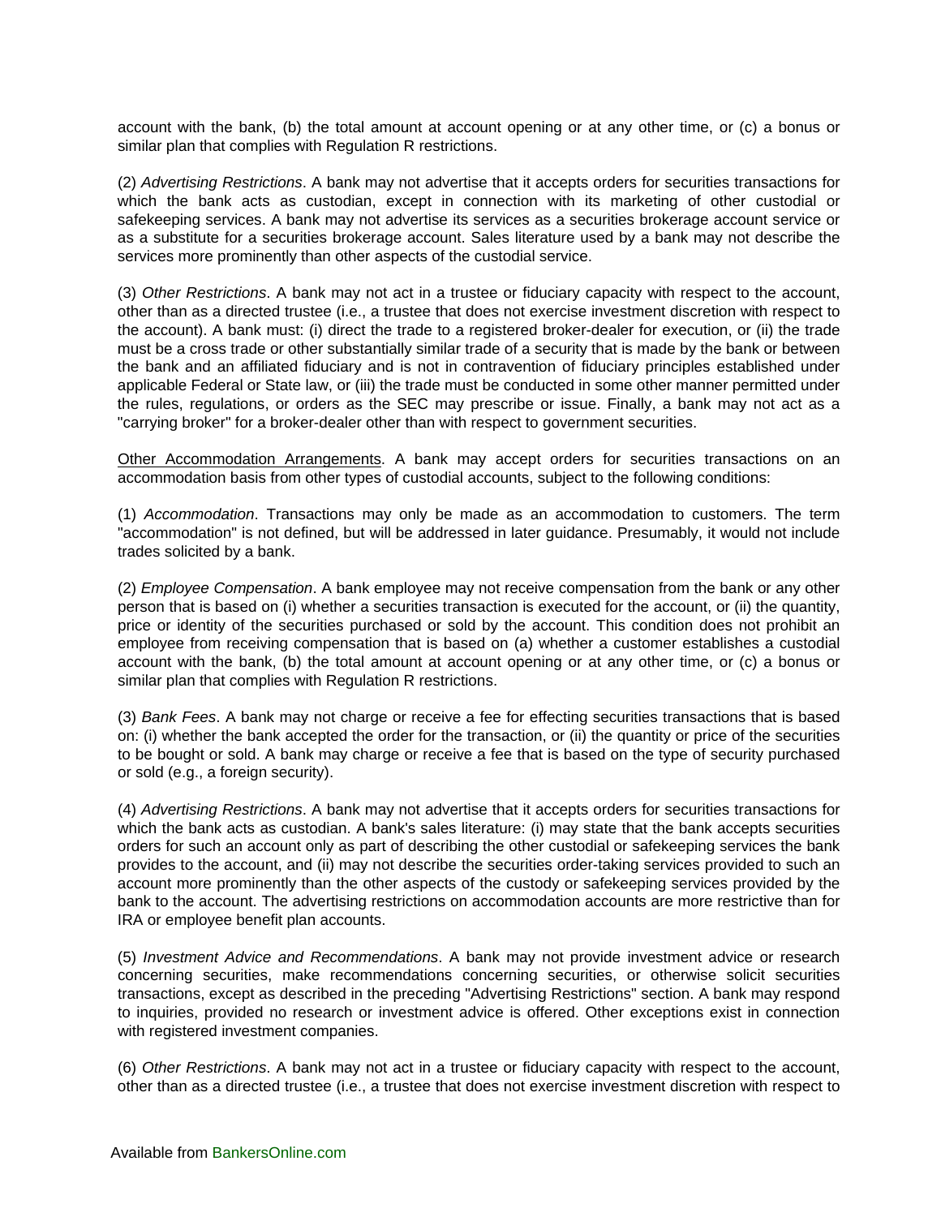account with the bank, (b) the total amount at account opening or at any other time, or (c) a bonus or similar plan that complies with Regulation R restrictions.

(2) *Advertising Restrictions*. A bank may not advertise that it accepts orders for securities transactions for which the bank acts as custodian, except in connection with its marketing of other custodial or safekeeping services. A bank may not advertise its services as a securities brokerage account service or as a substitute for a securities brokerage account. Sales literature used by a bank may not describe the services more prominently than other aspects of the custodial service.

(3) *Other Restrictions*. A bank may not act in a trustee or fiduciary capacity with respect to the account, other than as a directed trustee (i.e., a trustee that does not exercise investment discretion with respect to the account). A bank must: (i) direct the trade to a registered broker-dealer for execution, or (ii) the trade must be a cross trade or other substantially similar trade of a security that is made by the bank or between the bank and an affiliated fiduciary and is not in contravention of fiduciary principles established under applicable Federal or State law, or (iii) the trade must be conducted in some other manner permitted under the rules, regulations, or orders as the SEC may prescribe or issue. Finally, a bank may not act as a "carrying broker" for a broker-dealer other than with respect to government securities.

<u>Other Accommodation Arrangements</u>. A bank may accept orders for securities transactions on an accommodation basis from other types of custodial accounts, subject to the following conditions:

(1) *Accommodation*. Transactions may only be made as an accommodation to customers. The term "accommodation" is not defined, but will be addressed in later guidance. Presumably, it would not include trades solicited by a bank.

(2) *Employee Compensation*. A bank employee may not receive compensation from the bank or any other person that is based on (i) whether a securities transaction is executed for the account, or (ii) the quantity, price or identity of the securities purchased or sold by the account. This condition does not prohibit an employee from receiving compensation that is based on (a) whether a customer establishes a custodial account with the bank, (b) the total amount at account opening or at any other time, or (c) a bonus or similar plan that complies with Regulation R restrictions.

(3) *Bank Fees*. A bank may not charge or receive a fee for effecting securities transactions that is based on: (i) whether the bank accepted the order for the transaction, or (ii) the quantity or price of the securities to be bought or sold. A bank may charge or receive a fee that is based on the type of security purchased or sold (e.g., a foreign security).

(4) *Advertising Restrictions*. A bank may not advertise that it accepts orders for securities transactions for which the bank acts as custodian. A bank's sales literature: (i) may state that the bank accepts securities orders for such an account only as part of describing the other custodial or safekeeping services the bank provides to the account, and (ii) may not describe the securities order-taking services provided to such an account more prominently than the other aspects of the custody or safekeeping services provided by the bank to the account. The advertising restrictions on accommodation accounts are more restrictive than for IRA or employee benefit plan accounts.

(5) *Investment Advice and Recommendations*. A bank may not provide investment advice or research concerning securities, make recommendations concerning securities, or otherwise solicit securities transactions, except as described in the preceding "Advertising Restrictions" section. A bank may respond to inquiries, provided no research or investment advice is offered. Other exceptions exist in connection with registered investment companies.

(6) *Other Restrictions*. A bank may not act in a trustee or fiduciary capacity with respect to the account, other than as a directed trustee (i.e., a trustee that does not exercise investment discretion with respect to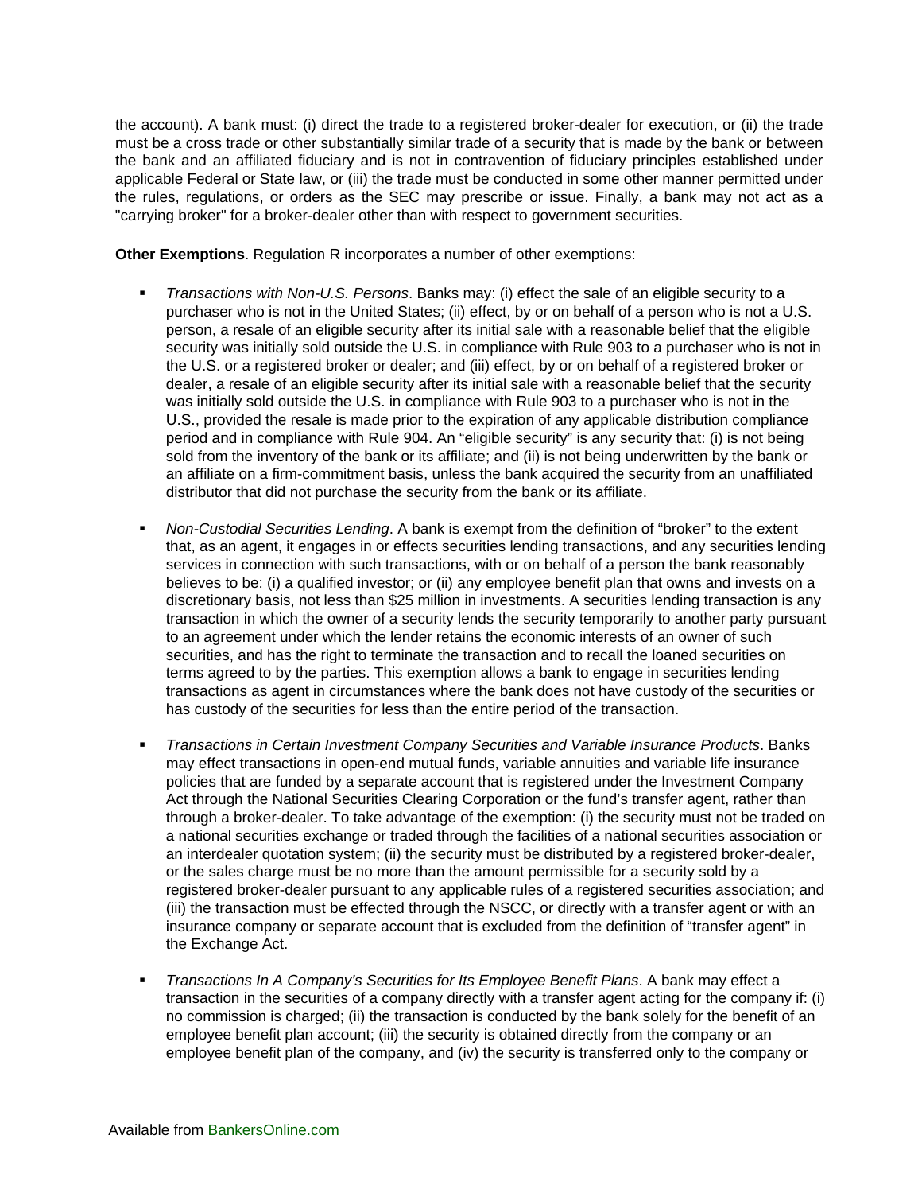the account). A bank must: (i) direct the trade to a registered broker-dealer for execution, or (ii) the trade must be a cross trade or other substantially similar trade of a security that is made by the bank or between the bank and an affiliated fiduciary and is not in contravention of fiduciary principles established under applicable Federal or State law, or (iii) the trade must be conducted in some other manner permitted under the rules, regulations, or orders as the SEC may prescribe or issue. Finally, a bank may not act as a "carrying broker" for a broker-dealer other than with respect to government securities.

**Other Exemptions**. Regulation R incorporates a number of other exemptions:

- *Transactions with Non-U.S. Persons*. Banks may: (i) effect the sale of an eligible security to a purchaser who is not in the United States; (ii) effect, by or on behalf of a person who is not a U.S. person, a resale of an eligible security after its initial sale with a reasonable belief that the eligible security was initially sold outside the U.S. in compliance with Rule 903 to a purchaser who is not in the U.S. or a registered broker or dealer; and (iii) effect, by or on behalf of a registered broker or dealer, a resale of an eligible security after its initial sale with a reasonable belief that the security was initially sold outside the U.S. in compliance with Rule 903 to a purchaser who is not in the U.S., provided the resale is made prior to the expiration of any applicable distribution compliance period and in compliance with Rule 904. An "eligible security" is any security that: (i) is not being sold from the inventory of the bank or its affiliate; and (ii) is not being underwritten by the bank or an affiliate on a firm-commitment basis, unless the bank acquired the security from an unaffiliated distributor that did not purchase the security from the bank or its affiliate.

- *Non-Custodial Securities Lending*. A bank is exempt from the definition of "broker" to the extent that, as an agent, it engages in or effects securities lending transactions, and any securities lending services in connection with such transactions, with or on behalf of a person the bank reasonably believes to be: (i) a qualified investor; or (ii) any employee benefit plan that owns and invests on a discretionary basis, not less than $25 million in investments. A securities lending transaction is any transaction in which the owner of a security lends the security temporarily to another party pursuant to an agreement under which the lender retains the economic interests of an owner of such securities, and has the right to terminate the transaction and to recall the loaned securities on terms agreed to by the parties. This exemption allows a bank to engage in securities lending transactions as agent in circumstances where the bank does not have custody of the securities or has custody of the securities for less than the entire period of the transaction.

- *Transactions in Certain Investment Company Securities and Variable Insurance Products*. Banks may effect transactions in open-end mutual funds, variable annuities and variable life insurance policies that are funded by a separate account that is registered under the Investment Company Act through the National Securities Clearing Corporation or the fund's transfer agent, rather than through a broker-dealer. To take advantage of the exemption: (i) the security must not be traded on a national securities exchange or traded through the facilities of a national securities association or an interdealer quotation system; (ii) the security must be distributed by a registered broker-dealer, or the sales charge must be no more than the amount permissible for a security sold by a registered broker-dealer pursuant to any applicable rules of a registered securities association; and (iii) the transaction must be effected through the NSCC, or directly with a transfer agent or with an insurance company or separate account that is excluded from the definition of "transfer agent" in the Exchange Act.

- *Transactions In A Company's Securities for Its Employee Benefit Plans*. A bank may effect a transaction in the securities of a company directly with a transfer agent acting for the company if: (i) no commission is charged; (ii) the transaction is conducted by the bank solely for the benefit of an employee benefit plan account; (iii) the security is obtained directly from the company or an employee benefit plan of the company, and (iv) the security is transferred only to the company or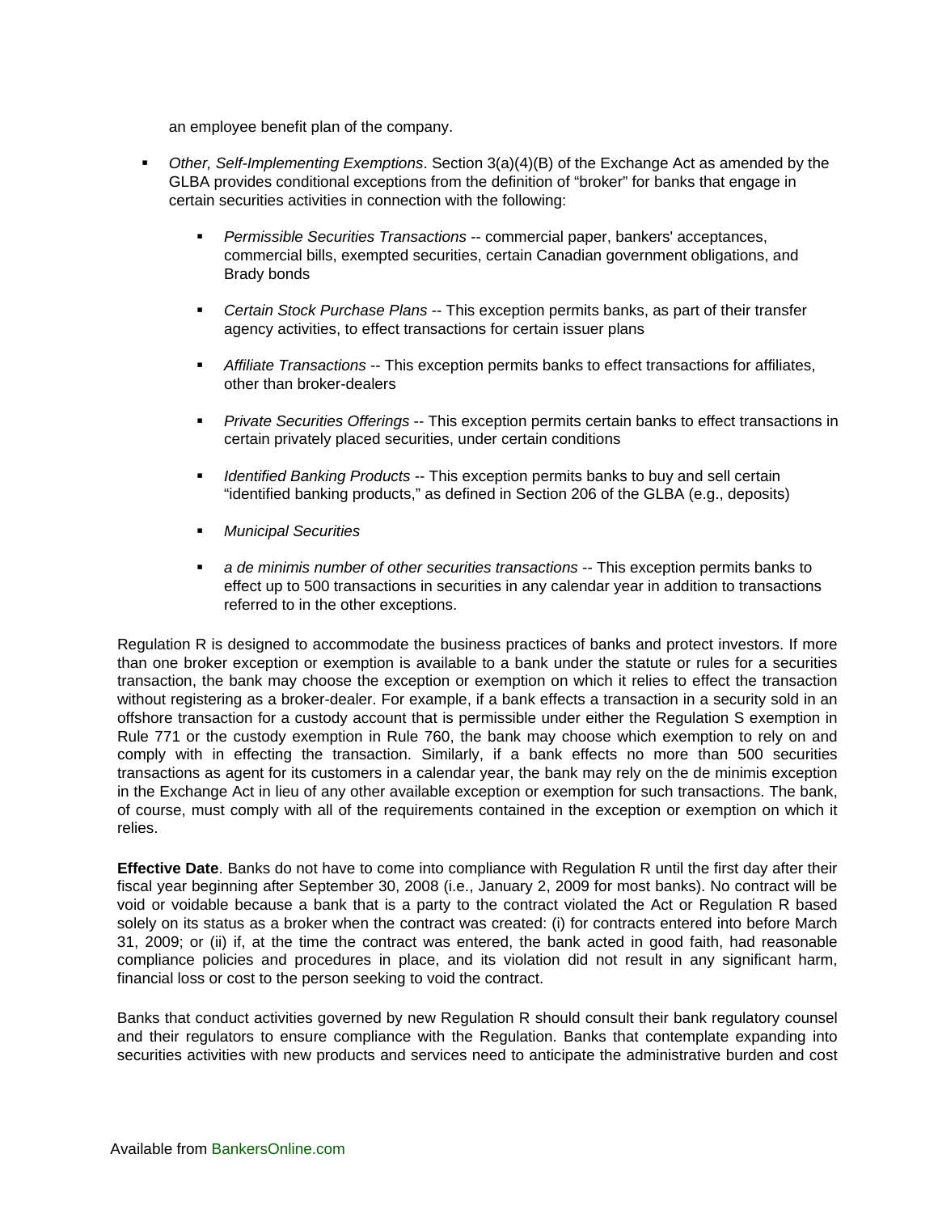an employee benefit plan of the company.

- *Other, Self-Implementing Exemptions*. Section 3(a)(4)(B) of the Exchange Act as amended by the GLBA provides conditional exceptions from the definition of "broker" for banks that engage in certain securities activities in connection with the following:

  - *Permissible Securities Transactions* -- commercial paper, bankers' acceptances, commercial bills, exempted securities, certain Canadian government obligations, and Brady bonds

  - *Certain Stock Purchase Plans* -- This exception permits banks, as part of their transfer agency activities, to effect transactions for certain issuer plans

  - *Affiliate Transactions* -- This exception permits banks to effect transactions for affiliates, other than broker-dealers

  - *Private Securities Offerings* -- This exception permits certain banks to effect transactions in certain privately placed securities, under certain conditions

  - *Identified Banking Products* -- This exception permits banks to buy and sell certain "identified banking products," as defined in Section 206 of the GLBA (e.g., deposits)

  - *Municipal Securities*

  - *a de minimis number of other securities transactions* -- This exception permits banks to effect up to 500 transactions in securities in any calendar year in addition to transactions referred to in the other exceptions.

Regulation R is designed to accommodate the business practices of banks and protect investors. If more than one broker exception or exemption is available to a bank under the statute or rules for a securities transaction, the bank may choose the exception or exemption on which it relies to effect the transaction without registering as a broker-dealer. For example, if a bank effects a transaction in a security sold in an offshore transaction for a custody account that is permissible under either the Regulation S exemption in Rule 771 or the custody exemption in Rule 760, the bank may choose which exemption to rely on and comply with in effecting the transaction. Similarly, if a bank effects no more than 500 securities transactions as agent for its customers in a calendar year, the bank may rely on the de minimis exception in the Exchange Act in lieu of any other available exception or exemption for such transactions. The bank, of course, must comply with all of the requirements contained in the exception or exemption on which it relies.

**Effective Date**. Banks do not have to come into compliance with Regulation R until the first day after their fiscal year beginning after September 30, 2008 (i.e., January 2, 2009 for most banks). No contract will be void or voidable because a bank that is a party to the contract violated the Act or Regulation R based solely on its status as a broker when the contract was created: (i) for contracts entered into before March 31, 2009; or (ii) if, at the time the contract was entered, the bank acted in good faith, had reasonable compliance policies and procedures in place, and its violation did not result in any significant harm, financial loss or cost to the person seeking to void the contract.

Banks that conduct activities governed by new Regulation R should consult their bank regulatory counsel and their regulators to ensure compliance with the Regulation. Banks that contemplate expanding into securities activities with new products and services need to anticipate the administrative burden and cost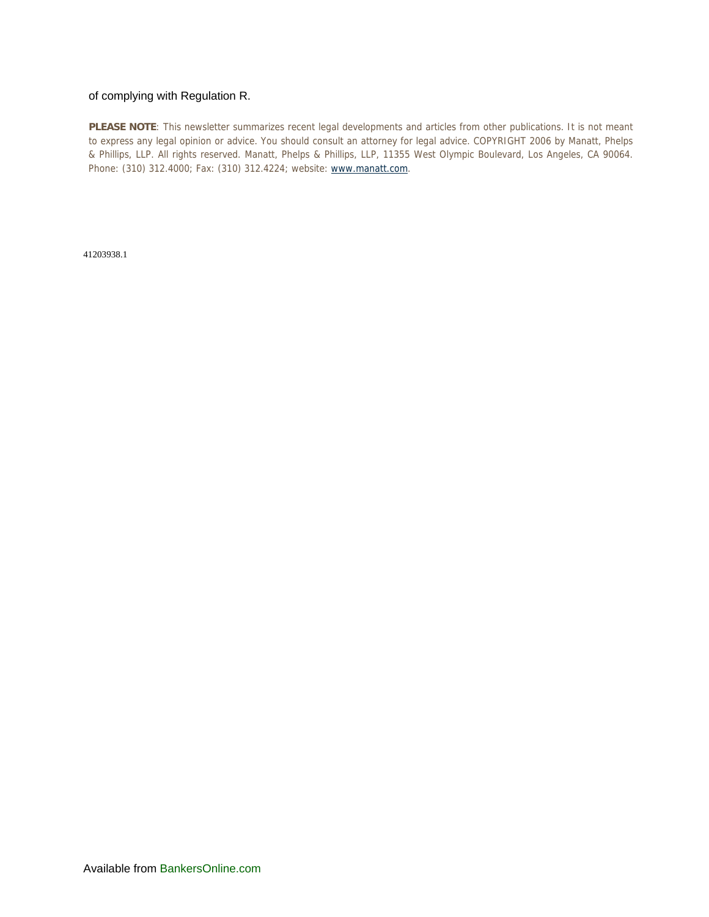of complying with Regulation R.

**PLEASE NOTE**: This newsletter summarizes recent legal developments and articles from other publications. It is not meant to express any legal opinion or advice. You should consult an attorney for legal advice. COPYRIGHT 2006 by Manatt, Phelps & Phillips, LLP. All rights reserved. Manatt, Phelps & Phillips, LLP, 11355 West Olympic Boulevard, Los Angeles, CA 90064. Phone: (310) 312.4000; Fax: (310) 312.4224; website: www.manatt.com.

41203938.1

Available from BankersOnline.com